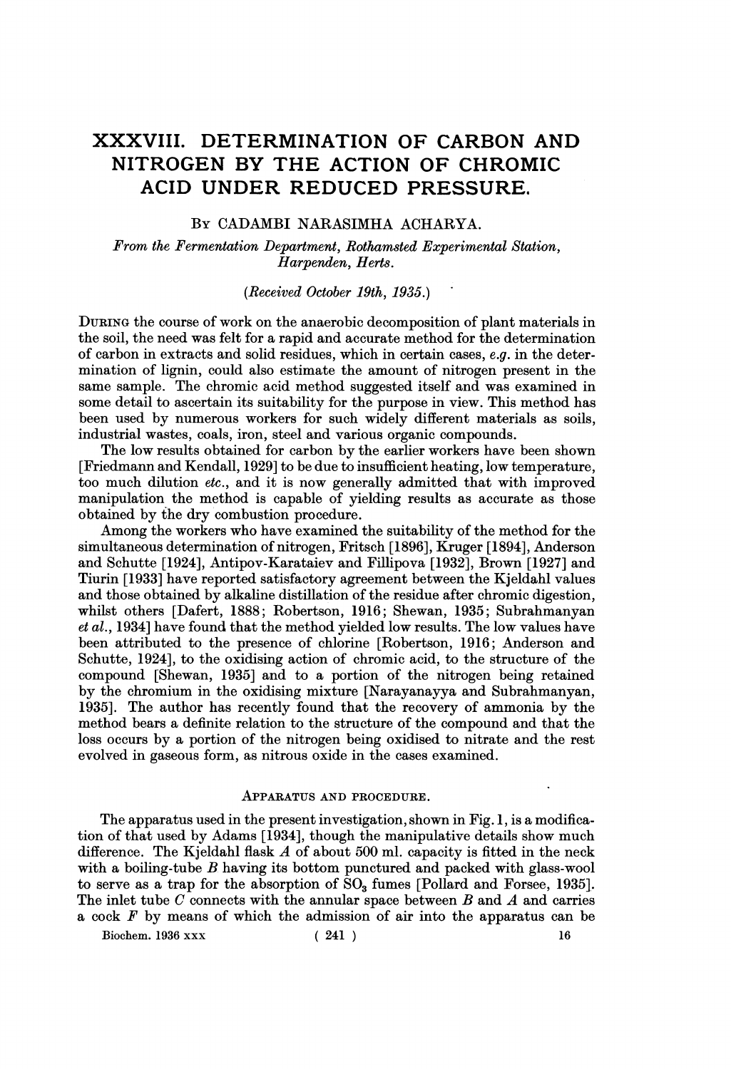# XXXVIII. DETERMINATION OF CARBON AND NITROGEN BY THE ACTION OF CHROMIC ACID UNDER REDUCED PRESSURE.

BY CADAMBI NARASIMHA ACHARYA.

*From the Fermentation Department, Rothamsted Experimental Station, Harpenden, Herts.*

(*Received October 19th, 1935.*)

DURING the course of work on the anaerobic decomposition of plant materials in the soil, the need was felt for a rapid and accurate method for the determination of carbon in extracts and solid residues, which in certain cases, *e.g.* in the determination of lignin, could also estimate the amount of nitrogen present in the same sample. The chromic acid method suggested itself and was examined in some detail to ascertain its suitability for the purpose in view. This method has been used by numerous workers for such widely different materials as soils, industrial wastes, coals, iron, steel and various organic compounds.

The low results obtained for carbon by the earlier workers have been shown [Friedmann and Kendall, 1929] to be due to insufficient heating, low temperature, too much dilution *etc.*, and it is now generally admitted that with improved manipulation the method is capable of yielding results as accurate as those obtained by the dry combustion procedure.

Among the workers who have examined the suitability of the method for the simultaneous determination of nitrogen, Fritsch [1896], Kruger [1894], Anderson and Schutte [1924], Antipov-Karataiev and Fillipova [1932], Brown [1927] and Tiurin [1933] have reported satisfactory agreement between the Kjeldahl values and those obtained by alkaline distillation of the residue after chromic digestion, whilst others [Dafert, 1888; Robertson, 1916; Shewan, 1935; Subrahmanyan *et al.*, 1934] have found that the method yielded low results. The low values have been attributed to the presence of chlorine [Robertson, 1916; Anderson and Schutte, 1924], to the oxidising action of chromic acid, to the structure of the compound [Shewan, 1935] and to a portion of the nitrogen being retained by the chromium in the oxidising mixture [Narayanayya and Subrahmanyan, 1935]. The author has recently found that the recovery of ammonia by the method bears a definite relation to the structure of the compound and that the loss occurs by a portion of the nitrogen being oxidised to nitrate and the rest evolved in gaseous form, as nitrous oxide in the cases examined.

## APPARATUS AND PROCEDURE.

The apparatus used in the present investigation, shown in Fig. 1, is a modification of that used by Adams [1934], though the manipulative details show much difference. The Kjeldahl flask *A* of about 500 ml. capacity is fitted in the neck with a boiling-tube *B* having its bottom punctured and packed with glass-wool to serve as a trap for the absorption of $SO_3$ fumes [Pollard and Forsee, 1935]. The inlet tube *C* connects with the annular space between *B* and *A* and carries a cock *F* by means of which the admission of air into the apparatus can be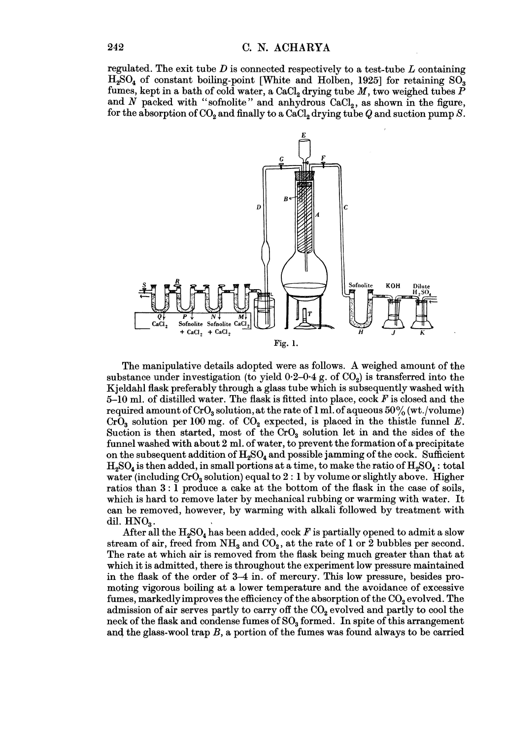regulated. The exit tube *D* is connected respectively to a test-tube *L* containing $H_2SO_4$ of constant boiling-point [White and Holben, 1925] for retaining $SO_3$ fumes, kept in a bath of cold water, a $CaCl_2$ drying tube *M*, two weighed tubes *P* and *N* packed with "sofnolite" and anhydrous $CaCl_2$, as shown in the figure, for the absorption of $CO_2$ and finally to a $CaCl_2$ drying tube *Q* and suction pump *S*.

Fig. 1.

The manipulative details adopted were as follows. A weighed amount of the substance under investigation (to yield 0·2–0·4 g. of $CO_2$) is transferred into the Kjeldahl flask preferably through a glass tube which is subsequently washed with 5–10 ml. of distilled water. The flask is fitted into place, cock *F* is closed and the required amount of $CrO_3$ solution, at the rate of 1 ml. of aqueous 50% (wt./volume) $CrO_3$ solution per 100 mg. of $CO_2$ expected, is placed in the thistle funnel *E*. Suction is then started, most of the $CrO_3$ solution let in and the sides of the funnel washed with about 2 ml. of water, to prevent the formation of a precipitate on the subsequent addition of $H_2SO_4$ and possible jamming of the cock. Sufficient $H_2SO_4$ is then added, in small portions at a time, to make the ratio of $H_2SO_4$ : total water (including $CrO_3$ solution) equal to 2 : 1 by volume or slightly above. Higher ratios than 3 : 1 produce a cake at the bottom of the flask in the case of soils, which is hard to remove later by mechanical rubbing or warming with water. It can be removed, however, by warming with alkali followed by treatment with dil. $HNO_3$.

After all the $H_2SO_4$ has been added, cock *F* is partially opened to admit a slow stream of air, freed from $NH_3$ and $CO_2$, at the rate of 1 or 2 bubbles per second. The rate at which air is removed from the flask being much greater than that at which it is admitted, there is throughout the experiment low pressure maintained in the flask of the order of 3–4 in. of mercury. This low pressure, besides promoting vigorous boiling at a lower temperature and the avoidance of excessive fumes, markedly improves the efficiency of the absorption of the $CO_2$ evolved. The admission of air serves partly to carry off the $CO_2$ evolved and partly to cool the neck of the flask and condense fumes of $SO_3$ formed. In spite of this arrangement and the glass-wool trap *B*, a portion of the fumes was found always to be carried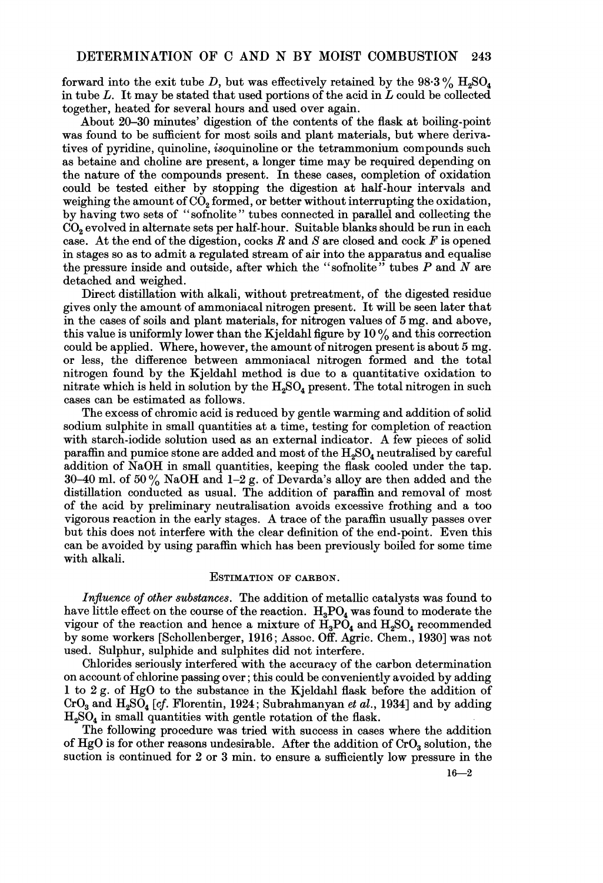forward into the exit tube $D$, but was effectively retained by the 98·3 % $H_2SO_4$ in tube $L$. It may be stated that used portions of the acid in $L$ could be collected together, heated for several hours and used over again.

About 20–30 minutes' digestion of the contents of the flask at boiling-point was found to be sufficient for most soils and plant materials, but where derivatives of pyridine, quinoline, *iso*quinoline or the tetrammonium compounds such as betaine and choline are present, a longer time may be required depending on the nature of the compounds present. In these cases, completion of oxidation could be tested either by stopping the digestion at half-hour intervals and weighing the amount of $CO_2$ formed, or better without interrupting the oxidation, by having two sets of "sofnolite" tubes connected in parallel and collecting the $CO_2$ evolved in alternate sets per half-hour. Suitable blanks should be run in each case. At the end of the digestion, cocks $R$ and $S$ are closed and cock $F$ is opened in stages so as to admit a regulated stream of air into the apparatus and equalise the pressure inside and outside, after which the "sofnolite" tubes $P$ and $N$ are detached and weighed.

Direct distillation with alkali, without pretreatment, of the digested residue gives only the amount of ammoniacal nitrogen present. It will be seen later that in the cases of soils and plant materials, for nitrogen values of 5 mg. and above, this value is uniformly lower than the Kjeldahl figure by 10 % and this correction could be applied. Where, however, the amount of nitrogen present is about 5 mg. or less, the difference between ammoniacal nitrogen formed and the total nitrogen found by the Kjeldahl method is due to a quantitative oxidation to nitrate which is held in solution by the $H_2SO_4$ present. The total nitrogen in such cases can be estimated as follows.

The excess of chromic acid is reduced by gentle warming and addition of solid sodium sulphite in small quantities at a time, testing for completion of reaction with starch-iodide solution used as an external indicator. A few pieces of solid paraffin and pumice stone are added and most of the $H_2SO_4$ neutralised by careful addition of NaOH in small quantities, keeping the flask cooled under the tap. 30–40 ml. of 50 % NaOH and 1–2 g. of Devarda's alloy are then added and the distillation conducted as usual. The addition of paraffin and removal of most of the acid by preliminary neutralisation avoids excessive frothing and a too vigorous reaction in the early stages. A trace of the paraffin usually passes over but this does not interfere with the clear definition of the end-point. Even this can be avoided by using paraffin which has been previously boiled for some time with alkali.

## Estimation of carbon.

*Influence of other substances.* The addition of metallic catalysts was found to have little effect on the course of the reaction. $H_3PO_4$ was found to moderate the vigour of the reaction and hence a mixture of $H_3PO_4$ and $H_2SO_4$ recommended by some workers [Schollenberger, 1916; Assoc. Off. Agric. Chem., 1930] was not used. Sulphur, sulphide and sulphites did not interfere.

Chlorides seriously interfered with the accuracy of the carbon determination on account of chlorine passing over; this could be conveniently avoided by adding 1 to 2 g. of HgO to the substance in the Kjeldahl flask before the addition of $CrO_3$ and $H_2SO_4$ [*cf.* Florentin, 1924; Subrahmanyan *et al.*, 1934] and by adding $H_2SO_4$ in small quantities with gentle rotation of the flask.

The following procedure was tried with success in cases where the addition of HgO is for other reasons undesirable. After the addition of $CrO_3$ solution, the suction is continued for 2 or 3 min. to ensure a sufficiently low pressure in the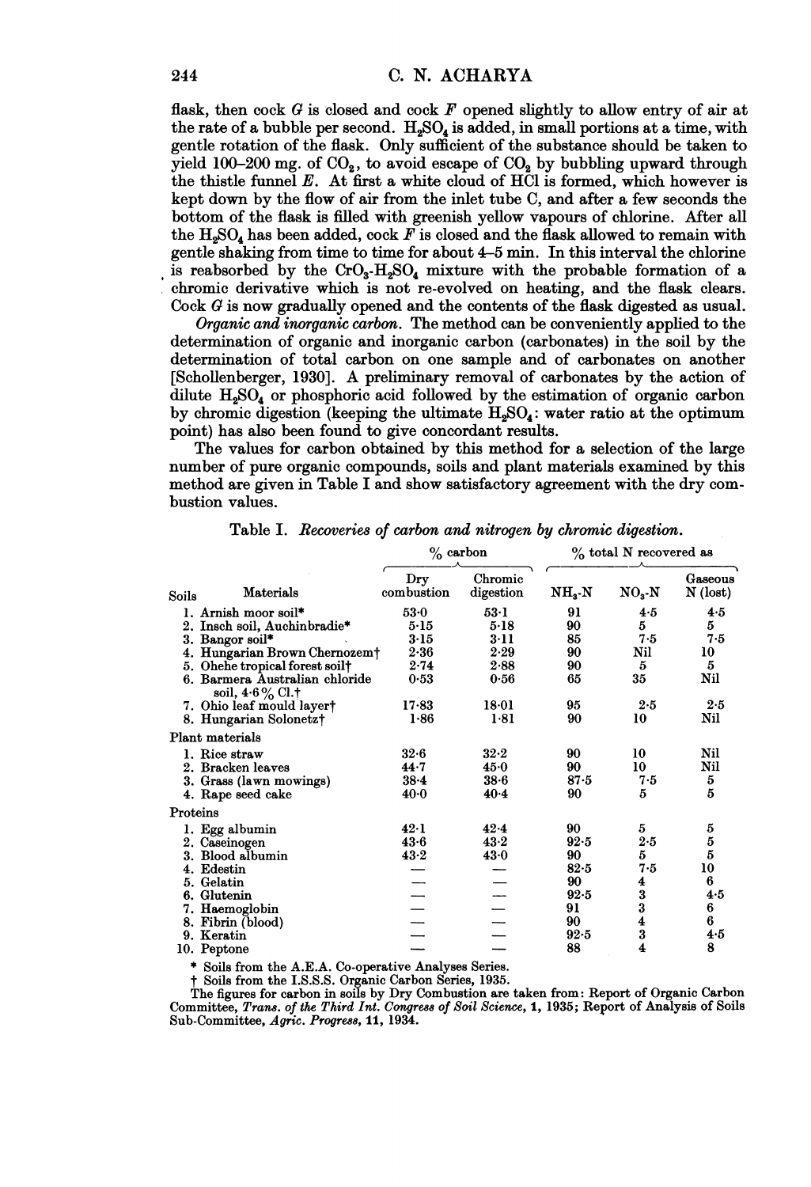flask, then cock *G* is closed and cock *F* opened slightly to allow entry of air at the rate of a bubble per second. $H_2SO_4$ is added, in small portions at a time, with gentle rotation of the flask. Only sufficient of the substance should be taken to yield 100–200 mg. of $CO_2$, to avoid escape of $CO_2$ by bubbling upward through the thistle funnel *E*. At first a white cloud of HCl is formed, which however is kept down by the flow of air from the inlet tube C, and after a few seconds the bottom of the flask is filled with greenish yellow vapours of chlorine. After all the $H_2SO_4$ has been added, cock *F* is closed and the flask allowed to remain with gentle shaking from time to time for about 4–5 min. In this interval the chlorine is reabsorbed by the $CrO_3$-$H_2SO_4$ mixture with the probable formation of a chromic derivative which is not re-evolved on heating, and the flask clears. Cock *G* is now gradually opened and the contents of the flask digested as usual.

*Organic and inorganic carbon.* The method can be conveniently applied to the determination of organic and inorganic carbon (carbonates) in the soil by the determination of total carbon on one sample and of carbonates on another [Schollenberger, 1930]. A preliminary removal of carbonates by the action of dilute $H_2SO_4$ or phosphoric acid followed by the estimation of organic carbon by chromic digestion (keeping the ultimate $H_2SO_4$: water ratio at the optimum point) has also been found to give concordant results.

The values for carbon obtained by this method for a selection of the large number of pure organic compounds, soils and plant materials examined by this method are given in Table I and show satisfactory agreement with the dry combustion values.

Table I. *Recoveries of carbon and nitrogen by chromic digestion.*

| | % carbon | | % total N recovered as | | |
|---|---|---|---|---|---|
| Soils Materials | Dry combustion | Chromic digestion | $NH_3$-N | $NO_3$-N | Gaseous N (lost) |
| 1. Arnish moor soil* | 53·0 | 53·1 | 91 | 4·5 | 4·5 |
| 2. Insch soil, Auchinbradie* | 5·15 | 5·18 | 90 | 5 | 5 |
| 3. Bangor soil* | 3·15 | 3·11 | 85 | 7·5 | 7·5 |
| 4. Hungarian Brown Chernozem† | 2·36 | 2·29 | 90 | Nil | 10 |
| 5. Ohehe tropical forest soil† | 2·74 | 2·88 | 90 | 5 | 5 |
| 6. Barmera Australian chloride soil, 4·6% Cl.† | 0·53 | 0·56 | 65 | 35 | Nil |
| 7. Ohio leaf mould layer† | 17·83 | 18·01 | 95 | 2·5 | 2·5 |
| 8. Hungarian Solonetz† | 1·86 | 1·81 | 90 | 10 | Nil |
| Plant materials | | | | | |
| 1. Rice straw | 32·6 | 32·2 | 90 | 10 | Nil |
| 2. Bracken leaves | 44·7 | 45·0 | 90 | 10 | Nil |
| 3. Grass (lawn mowings) | 38·4 | 38·6 | 87·5 | 7·5 | 5 |
| 4. Rape seed cake | 40·0 | 40·4 | 90 | 5 | 5 |
| Proteins | | | | | |
| 1. Egg albumin | 42·1 | 42·4 | 90 | 5 | 5 |
| 2. Caseinogen | 43·6 | 43·2 | 92·5 | 2·5 | 5 |
| 3. Blood albumin | 43·2 | 43·0 | 90 | 5 | 5 |
| 4. Edestin | — | — | 82·5 | 7·5 | 10 |
| 5. Gelatin | — | — | 90 | 4 | 6 |
| 6. Glutenin | — | — | 92·5 | 3 | 4·5 |
| 7. Haemoglobin | — | — | 91 | 3 | 6 |
| 8. Fibrin (blood) | — | — | 90 | 4 | 6 |
| 9. Keratin | — | — | 92·5 | 3 | 4·5 |
| 10. Peptone | — | — | 88 | 4 | 8 |

\* Soils from the A.E.A. Co-operative Analyses Series.

† Soils from the I.S.S.S. Organic Carbon Series, 1935.

The figures for carbon in soils by Dry Combustion are taken from: Report of Organic Carbon Committee, *Trans. of the Third Int. Congress of Soil Science*, **1**, 1935; Report of Analysis of Soils Sub-Committee, *Agric. Progress*, **11**, 1934.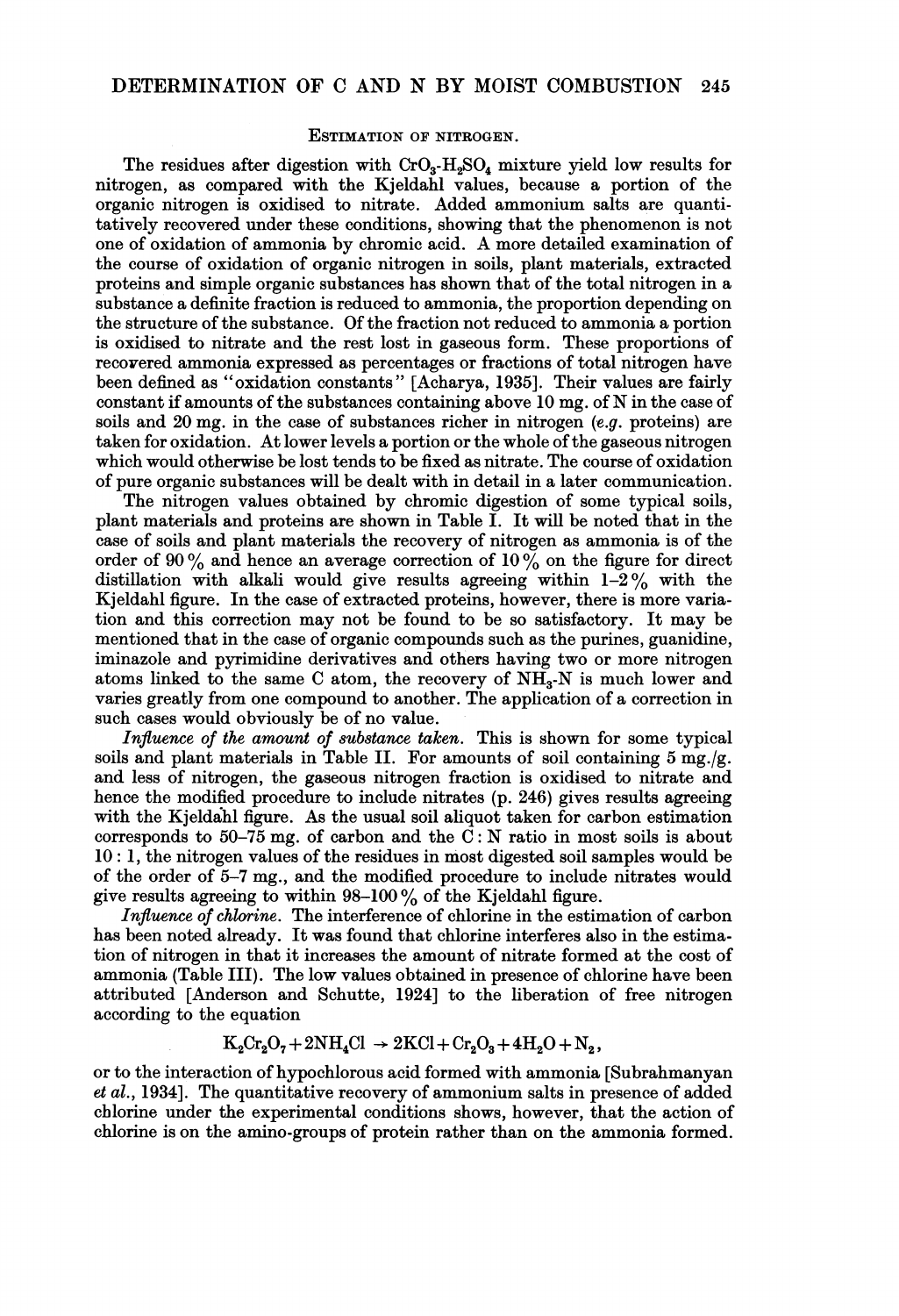## Estimation of nitrogen.

The residues after digestion with $CrO_3$-$H_2SO_4$ mixture yield low results for nitrogen, as compared with the Kjeldahl values, because a portion of the organic nitrogen is oxidised to nitrate. Added ammonium salts are quantitatively recovered under these conditions, showing that the phenomenon is not one of oxidation of ammonia by chromic acid. A more detailed examination of the course of oxidation of organic nitrogen in soils, plant materials, extracted proteins and simple organic substances has shown that of the total nitrogen in a substance a definite fraction is reduced to ammonia, the proportion depending on the structure of the substance. Of the fraction not reduced to ammonia a portion is oxidised to nitrate and the rest lost in gaseous form. These proportions of recovered ammonia expressed as percentages or fractions of total nitrogen have been defined as "oxidation constants" [Acharya, 1935]. Their values are fairly constant if amounts of the substances containing above 10 mg. of N in the case of soils and 20 mg. in the case of substances richer in nitrogen (*e.g.* proteins) are taken for oxidation. At lower levels a portion or the whole of the gaseous nitrogen which would otherwise be lost tends to be fixed as nitrate. The course of oxidation of pure organic substances will be dealt with in detail in a later communication.

The nitrogen values obtained by chromic digestion of some typical soils, plant materials and proteins are shown in Table I. It will be noted that in the case of soils and plant materials the recovery of nitrogen as ammonia is of the order of 90 % and hence an average correction of 10 % on the figure for direct distillation with alkali would give results agreeing within 1–2 % with the Kjeldahl figure. In the case of extracted proteins, however, there is more variation and this correction may not be found to be so satisfactory. It may be mentioned that in the case of organic compounds such as the purines, guanidine, iminazole and pyrimidine derivatives and others having two or more nitrogen atoms linked to the same C atom, the recovery of $NH_3$-N is much lower and varies greatly from one compound to another. The application of a correction in such cases would obviously be of no value.

*Influence of the amount of substance taken.* This is shown for some typical soils and plant materials in Table II. For amounts of soil containing 5 mg./g. and less of nitrogen, the gaseous nitrogen fraction is oxidised to nitrate and hence the modified procedure to include nitrates (p. 246) gives results agreeing with the Kjeldahl figure. As the usual soil aliquot taken for carbon estimation corresponds to 50–75 mg. of carbon and the C : N ratio in most soils is about 10 : 1, the nitrogen values of the residues in most digested soil samples would be of the order of 5–7 mg., and the modified procedure to include nitrates would give results agreeing to within 98–100 % of the Kjeldahl figure.

*Influence of chlorine.* The interference of chlorine in the estimation of carbon has been noted already. It was found that chlorine interferes also in the estimation of nitrogen in that it increases the amount of nitrate formed at the cost of ammonia (Table III). The low values obtained in presence of chlorine have been attributed [Anderson and Schutte, 1924] to the liberation of free nitrogen according to the equation

$$K_2Cr_2O_7 + 2NH_4Cl \rightarrow 2KCl + Cr_2O_3 + 4H_2O + N_2,$$

or to the interaction of hypochlorous acid formed with ammonia [Subrahmanyan *et al.*, 1934]. The quantitative recovery of ammonium salts in presence of added chlorine under the experimental conditions shows, however, that the action of chlorine is on the amino-groups of protein rather than on the ammonia formed.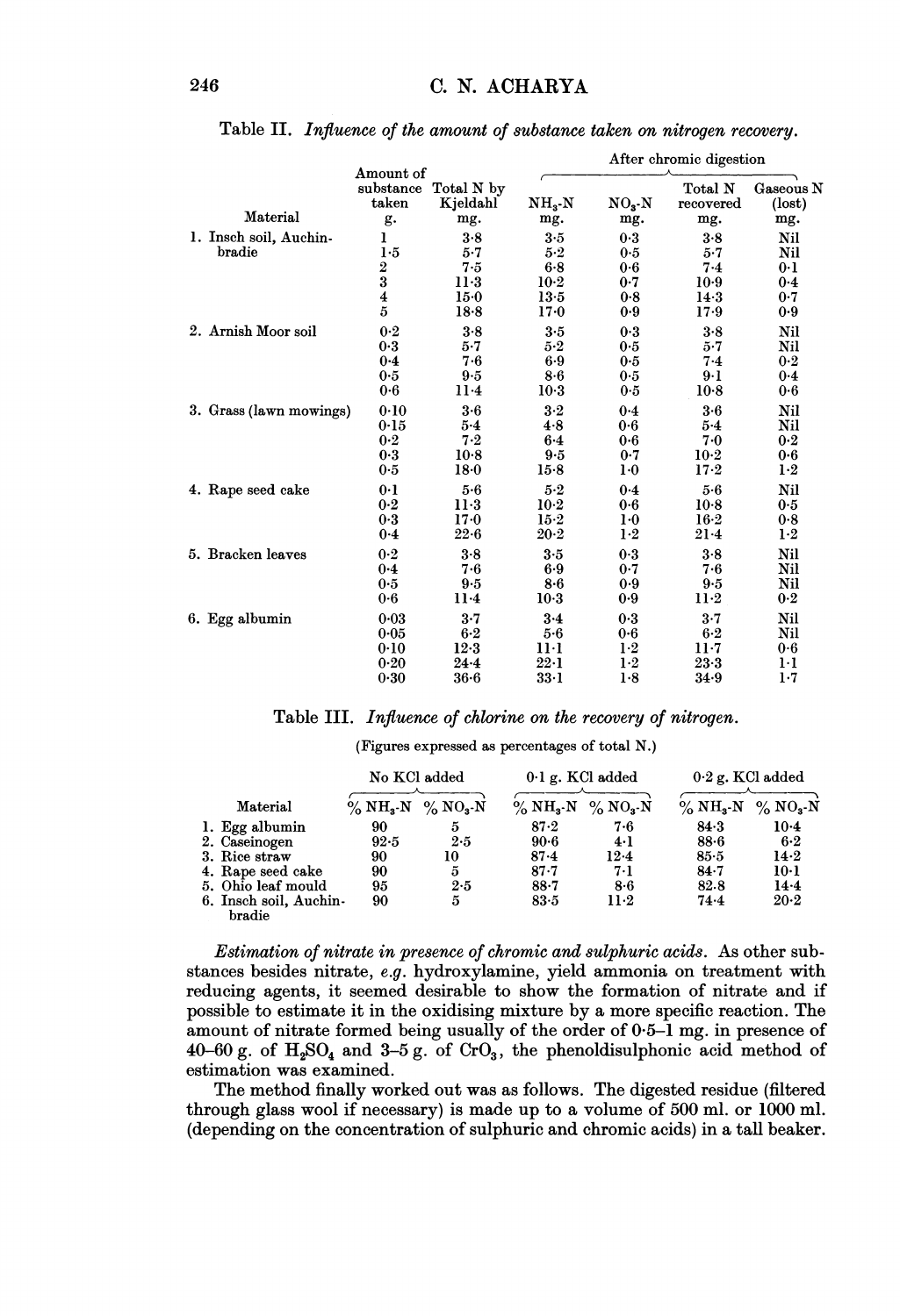Table II. *Influence of the amount of substance taken on nitrogen recovery.*

| Material | Amount of substance taken g. | Total N by Kjeldahl mg. | After chromic digestion: $NH_3$-N mg. | $NO_3$-N mg. | Total N recovered mg. | Gaseous N (lost) mg. |
|---|---|---|---|---|---|---|
| 1. Insch soil, Auchinbradie | 1 | 3·8 | 3·5 | 0·3 | 3·8 | Nil |
| | 1·5 | 5·7 | 5·2 | 0·5 | 5·7 | Nil |
| | 2 | 7·5 | 6·8 | 0·6 | 7·4 | 0·1 |
| | 3 | 11·3 | 10·2 | 0·7 | 10·9 | 0·4 |
| | 4 | 15·0 | 13·5 | 0·8 | 14·3 | 0·7 |
| | 5 | 18·8 | 17·0 | 0·9 | 17·9 | 0·9 |
| 2. Arnish Moor soil | 0·2 | 3·8 | 3·5 | 0·3 | 3·8 | Nil |
| | 0·3 | 5·7 | 5·2 | 0·5 | 5·7 | Nil |
| | 0·4 | 7·6 | 6·9 | 0·5 | 7·4 | 0·2 |
| | 0·5 | 9·5 | 8·6 | 0·5 | 9·1 | 0·4 |
| | 0·6 | 11·4 | 10·3 | 0·5 | 10·8 | 0·6 |
| 3. Grass (lawn mowings) | 0·10 | 3·6 | 3·2 | 0·4 | 3·6 | Nil |
| | 0·15 | 5·4 | 4·8 | 0·6 | 5·4 | Nil |
| | 0·2 | 7·2 | 6·4 | 0·6 | 7·0 | 0·2 |
| | 0·3 | 10·8 | 9·5 | 0·7 | 10·2 | 0·6 |
| | 0·5 | 18·0 | 15·8 | 1·0 | 17·2 | 1·2 |
| 4. Rape seed cake | 0·1 | 5·6 | 5·2 | 0·4 | 5·6 | Nil |
| | 0·2 | 11·3 | 10·2 | 0·6 | 10·8 | 0·5 |
| | 0·3 | 17·0 | 15·2 | 1·0 | 16·2 | 0·8 |
| | 0·4 | 22·6 | 20·2 | 1·2 | 21·4 | 1·2 |
| 5. Bracken leaves | 0·2 | 3·8 | 3·5 | 0·3 | 3·8 | Nil |
| | 0·4 | 7·6 | 6·9 | 0·7 | 7·6 | Nil |
| | 0·5 | 9·5 | 8·6 | 0·9 | 9·5 | Nil |
| | 0·6 | 11·4 | 10·3 | 0·9 | 11·2 | 0·2 |
| 6. Egg albumin | 0·03 | 3·7 | 3·4 | 0·3 | 3·7 | Nil |
| | 0·05 | 6·2 | 5·6 | 0·6 | 6·2 | Nil |
| | 0·10 | 12·3 | 11·1 | 1·2 | 11·7 | 0·6 |
| | 0·20 | 24·4 | 22·1 | 1·2 | 23·3 | 1·1 |
| | 0·30 | 36·6 | 33·1 | 1·8 | 34·9 | 1·7 |

Table III. *Influence of chlorine on the recovery of nitrogen.*

(Figures expressed as percentages of total N.)

| Material | No KCl added | | 0·1 g. KCl added | | 0·2 g. KCl added | |
|---|---|---|---|---|---|---|
| | % $NH_3$-N | % $NO_3$-N | % $NH_3$-N | % $NO_3$-N | % $NH_3$-N | % $NO_3$-N |
| 1. Egg albumin | 90 | 5 | 87·2 | 7·6 | 84·3 | 10·4 |
| 2. Caseinogen | 92·5 | 2·5 | 90·6 | 4·1 | 88·6 | 6·2 |
| 3. Rice straw | 90 | 10 | 87·4 | 12·4 | 85·5 | 14·2 |
| 4. Rape seed cake | 90 | 5 | 87·7 | 7·1 | 84·7 | 10·1 |
| 5. Ohio leaf mould | 95 | 2·5 | 88·7 | 8·6 | 82·8 | 14·4 |
| 6. Insch soil, Auchinbradie | 90 | 5 | 83·5 | 11·2 | 74·4 | 20·2 |

*Estimation of nitrate in presence of chromic and sulphuric acids.* As other substances besides nitrate, *e.g.* hydroxylamine, yield ammonia on treatment with reducing agents, it seemed desirable to show the formation of nitrate and if possible to estimate it in the oxidising mixture by a more specific reaction. The amount of nitrate formed being usually of the order of 0·5–1 mg. in presence of 40–60 g. of $H_2SO_4$ and 3–5 g. of $CrO_3$, the phenoldisulphonic acid method of estimation was examined.

The method finally worked out was as follows. The digested residue (filtered through glass wool if necessary) is made up to a volume of 500 ml. or 1000 ml. (depending on the concentration of sulphuric and chromic acids) in a tall beaker.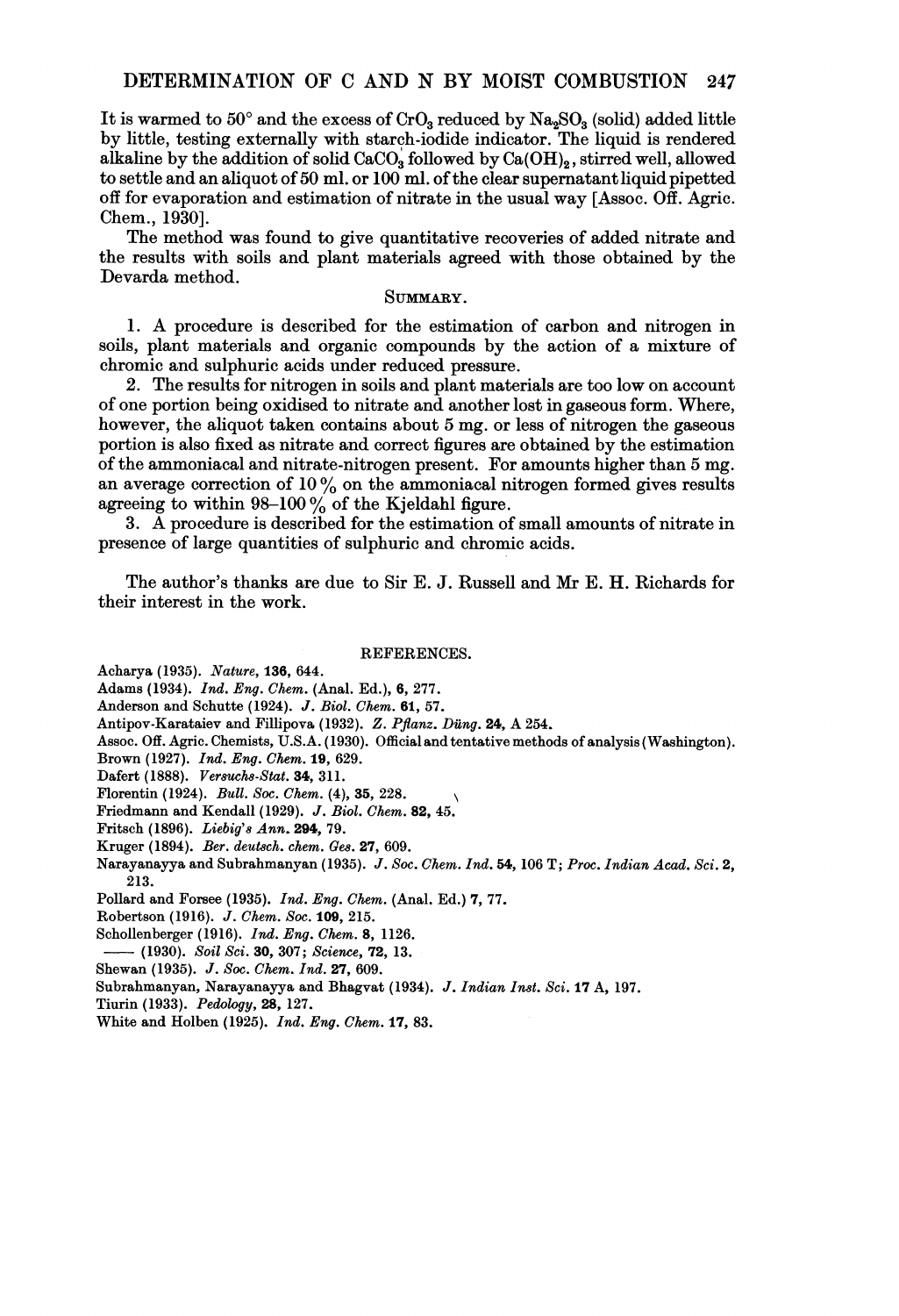It is warmed to 50° and the excess of $CrO_3$ reduced by $Na_2SO_3$ (solid) added little by little, testing externally with starch-iodide indicator. The liquid is rendered alkaline by the addition of solid $CaCO_3$ followed by $Ca(OH)_2$, stirred well, allowed to settle and an aliquot of 50 ml. or 100 ml. of the clear supernatant liquid pipetted off for evaporation and estimation of nitrate in the usual way [Assoc. Off. Agric. Chem., 1930].

The method was found to give quantitative recoveries of added nitrate and the results with soils and plant materials agreed with those obtained by the Devarda method.

## Summary.

1. A procedure is described for the estimation of carbon and nitrogen in soils, plant materials and organic compounds by the action of a mixture of chromic and sulphuric acids under reduced pressure.
2. The results for nitrogen in soils and plant materials are too low on account of one portion being oxidised to nitrate and another lost in gaseous form. Where, however, the aliquot taken contains about 5 mg. or less of nitrogen the gaseous portion is also fixed as nitrate and correct figures are obtained by the estimation of the ammoniacal and nitrate-nitrogen present. For amounts higher than 5 mg. an average correction of 10 % on the ammoniacal nitrogen formed gives results agreeing to within 98–100 % of the Kjeldahl figure.
3. A procedure is described for the estimation of small amounts of nitrate in presence of large quantities of sulphuric and chromic acids.

The author's thanks are due to Sir E. J. Russell and Mr E. H. Richards for their interest in the work.

## References.

Acharya (1935). *Nature*, **136**, 644.
Adams (1934). *Ind. Eng. Chem.* (Anal. Ed.), **6**, 277.
Anderson and Schutte (1924). *J. Biol. Chem.* **61**, 57.
Antipov-Karataiev and Fillipova (1932). *Z. Pflanz. Düng.* **24**, A 254.
Assoc. Off. Agric. Chemists, U.S.A. (1930). Official and tentative methods of analysis (Washington).
Brown (1927). *Ind. Eng. Chem.* **19**, 629.
Dafert (1888). *Versuchs-Stat.* **34**, 311.
Florentin (1924). *Bull. Soc. Chem.* (4), **35**, 228.
Friedmann and Kendall (1929). *J. Biol. Chem.* **82**, 45.
Fritsch (1896). *Liebig's Ann.* **294**, 79.
Kruger (1894). *Ber. deutsch. chem. Ges.* **27**, 609.
Narayanayya and Subrahmanyan (1935). *J. Soc. Chem. Ind.* **54**, 106 T; *Proc. Indian Acad. Sci.* **2**, 213.
Pollard and Forsee (1935). *Ind. Eng. Chem.* (Anal. Ed.) **7**, 77.
Robertson (1916). *J. Chem. Soc.* **109**, 215.
Schollenberger (1916). *Ind. Eng. Chem.* **8**, 1126.
—— (1930). *Soil Sci.* **30**, 307; *Science*, **72**, 13.
Shewan (1935). *J. Soc. Chem. Ind.* **27**, 609.
Subrahmanyan, Narayanayya and Bhagvat (1934). *J. Indian Inst. Sci.* **17** A, 197.
Tiurin (1933). *Pedology*, **28**, 127.
White and Holben (1925). *Ind. Eng. Chem.* **17**, 83.